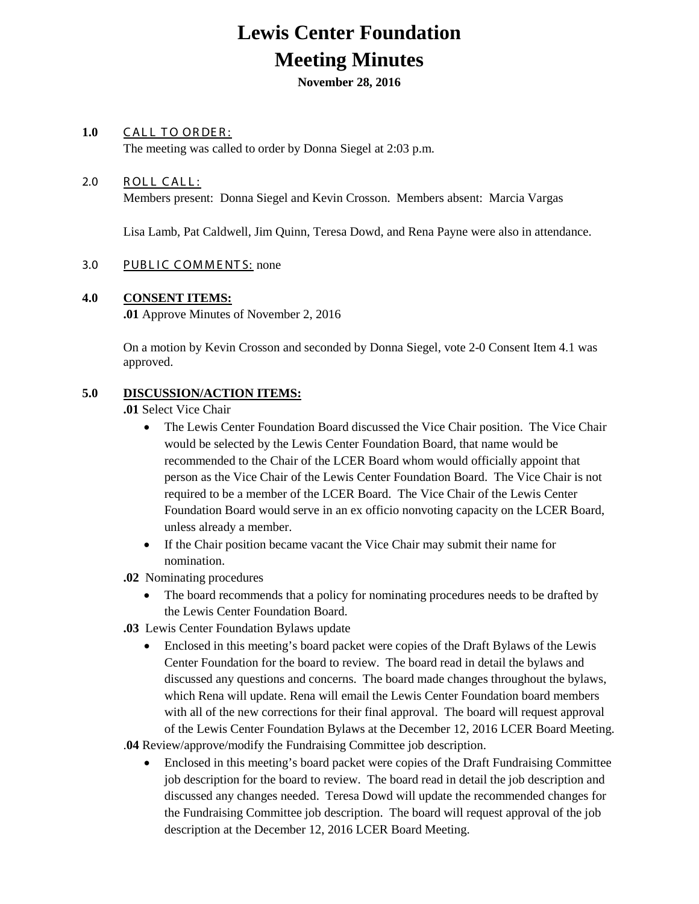# Lewis Center Foundation

# Meeting Minutes

**November 28, 2016**

**1.0** <u>CALL TO ORDER:</u>

The meeting was called to order by Donna Siegel at 2:03 p.m.

2.0 <u>ROLL CALL:</u>

Members present: Donna Siegel and Kevin Crosson. Members absent: Marcia Vargas

Lisa Lamb, Pat Caldwell, Jim Quinn, Teresa Dowd, and Rena Payne were also in attendance.

3.0 <u>PUBLIC COMMENTS:</u> none

**4.0** **<u>CONSENT ITEMS:</u>**

**.01** Approve Minutes of November 2, 2016

On a motion by Kevin Crosson and seconded by Donna Siegel, vote 2-0 Consent Item 4.1 was approved.

**5.0** **<u>DISCUSSION/ACTION ITEMS:</u>**

**.01** Select Vice Chair

- The Lewis Center Foundation Board discussed the Vice Chair position. The Vice Chair would be selected by the Lewis Center Foundation Board, that name would be recommended to the Chair of the LCER Board whom would officially appoint that person as the Vice Chair of the Lewis Center Foundation Board. The Vice Chair is not required to be a member of the LCER Board. The Vice Chair of the Lewis Center Foundation Board would serve in an ex officio nonvoting capacity on the LCER Board, unless already a member.
- If the Chair position became vacant the Vice Chair may submit their name for nomination.

**.02** Nominating procedures

- The board recommends that a policy for nominating procedures needs to be drafted by the Lewis Center Foundation Board.

**.03** Lewis Center Foundation Bylaws update

- Enclosed in this meeting's board packet were copies of the Draft Bylaws of the Lewis Center Foundation for the board to review. The board read in detail the bylaws and discussed any questions and concerns. The board made changes throughout the bylaws, which Rena will update. Rena will email the Lewis Center Foundation board members with all of the new corrections for their final approval. The board will request approval of the Lewis Center Foundation Bylaws at the December 12, 2016 LCER Board Meeting.

.**04** Review/approve/modify the Fundraising Committee job description.

- Enclosed in this meeting's board packet were copies of the Draft Fundraising Committee job description for the board to review. The board read in detail the job description and discussed any changes needed. Teresa Dowd will update the recommended changes for the Fundraising Committee job description. The board will request approval of the job description at the December 12, 2016 LCER Board Meeting.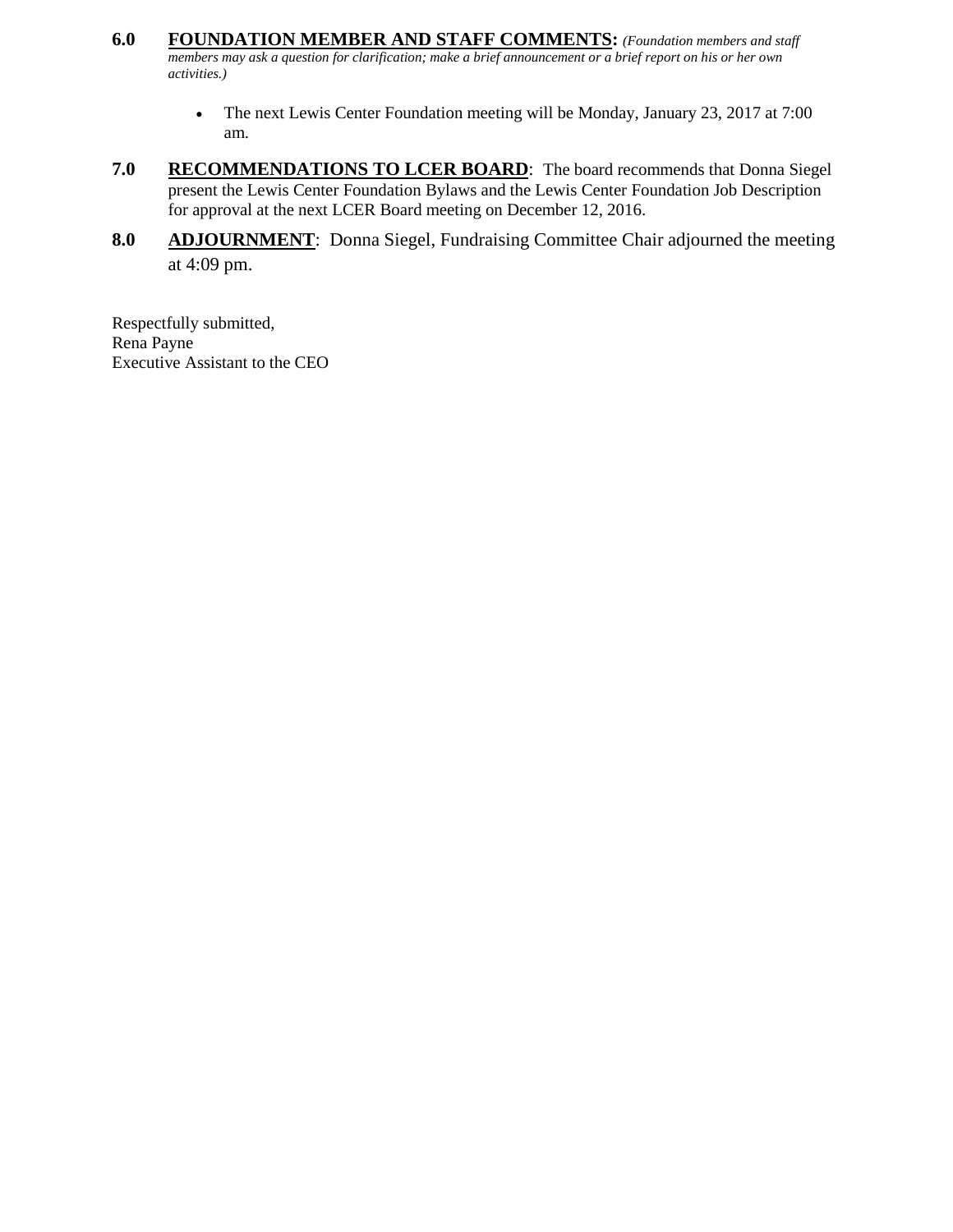**6.0 FOUNDATION MEMBER AND STAFF COMMENTS:** *(Foundation members and staff members may ask a question for clarification; make a brief announcement or a brief report on his or her own activities.)*

- The next Lewis Center Foundation meeting will be Monday, January 23, 2017 at 7:00 am.

**7.0 RECOMMENDATIONS TO LCER BOARD**: The board recommends that Donna Siegel present the Lewis Center Foundation Bylaws and the Lewis Center Foundation Job Description for approval at the next LCER Board meeting on December 12, 2016.

**8.0 ADJOURNMENT**: Donna Siegel, Fundraising Committee Chair adjourned the meeting at 4:09 pm.

Respectfully submitted,
Rena Payne
Executive Assistant to the CEO